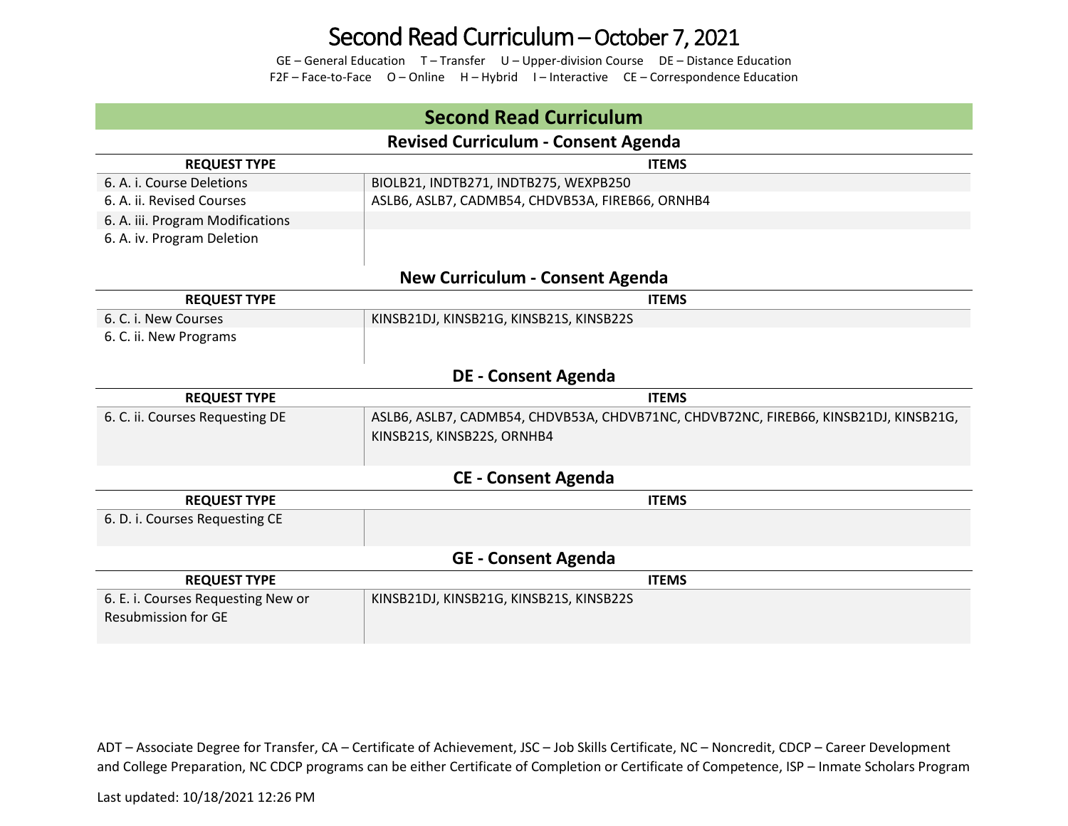# Second Read Curriculum – October 7, 2021

GE – General Education T – Transfer U – Upper-division Course DE – Distance Education
F2F – Face-to-Face O – Online H – Hybrid I – Interactive CE – Correspondence Education

## Second Read Curriculum

### Revised Curriculum - Consent Agenda

| REQUEST TYPE | ITEMS |
|---|---|
| 6. A. i. Course Deletions | BIOLB21, INDTB271, INDTB275, WEXPB250 |
| 6. A. ii. Revised Courses | ASLB6, ASLB7, CADMB54, CHDVB53A, FIREB66, ORNHB4 |
| 6. A. iii. Program Modifications | |
| 6. A. iv. Program Deletion | |

### New Curriculum - Consent Agenda

| REQUEST TYPE | ITEMS |
|---|---|
| 6. C. i. New Courses | KINSB21DJ, KINSB21G, KINSB21S, KINSB22S |
| 6. C. ii. New Programs | |

### DE - Consent Agenda

| REQUEST TYPE | ITEMS |
|---|---|
| 6. C. ii. Courses Requesting DE | ASLB6, ASLB7, CADMB54, CHDVB53A, CHDVB71NC, CHDVB72NC, FIREB66, KINSB21DJ, KINSB21G, KINSB21S, KINSB22S, ORNHB4 |

### CE - Consent Agenda

| REQUEST TYPE | ITEMS |
|---|---|
| 6. D. i. Courses Requesting CE | |

### GE - Consent Agenda

| REQUEST TYPE | ITEMS |
|---|---|
| 6. E. i. Courses Requesting New or Resubmission for GE | KINSB21DJ, KINSB21G, KINSB21S, KINSB22S |

ADT – Associate Degree for Transfer, CA – Certificate of Achievement, JSC – Job Skills Certificate, NC – Noncredit, CDCP – Career Development and College Preparation, NC CDCP programs can be either Certificate of Completion or Certificate of Competence, ISP – Inmate Scholars Program

Last updated: 10/18/2021 12:26 PM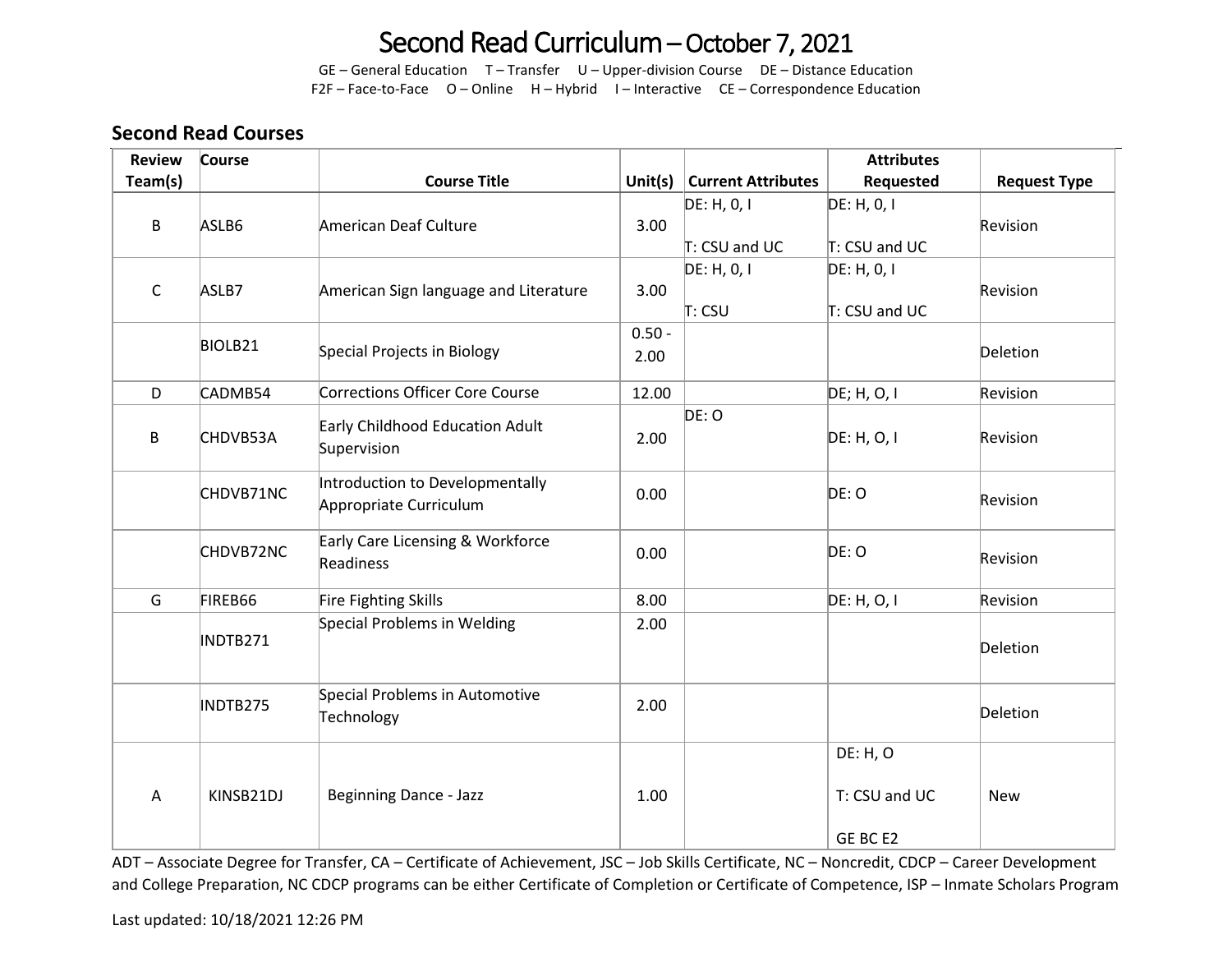# Second Read Curriculum – October 7, 2021

GE – General Education T – Transfer U – Upper-division Course DE – Distance Education
F2F – Face-to-Face O – Online H – Hybrid I – Interactive CE – Correspondence Education

## Second Read Courses

| Review Team(s) | Course | Course Title | Unit(s) | Current Attributes | Attributes Requested | Request Type |
|---|---|---|---|---|---|---|
| B | ASLB6 | American Deaf Culture | 3.00 | DE: H, 0, I<br><br>T: CSU and UC | DE: H, 0, I<br><br>T: CSU and UC | Revision |
| C | ASLB7 | American Sign language and Literature | 3.00 | DE: H, 0, I<br><br>T: CSU | DE: H, 0, I<br><br>T: CSU and UC | Revision |
| | BIOLB21 | Special Projects in Biology | 0.50 - 2.00 | | | Deletion |
| D | CADMB54 | Corrections Officer Core Course | 12.00 | | DE; H, O, I | Revision |
| B | CHDVB53A | Early Childhood Education Adult Supervision | 2.00 | DE: O | DE: H, O, I | Revision |
| | CHDVB71NC | Introduction to Developmentally Appropriate Curriculum | 0.00 | | DE: O | Revision |
| | CHDVB72NC | Early Care Licensing & Workforce Readiness | 0.00 | | DE: O | Revision |
| G | FIREB66 | Fire Fighting Skills | 8.00 | | DE: H, O, I | Revision |
| | INDTB271 | Special Problems in Welding | 2.00 | | | Deletion |
| | INDTB275 | Special Problems in Automotive Technology | 2.00 | | | Deletion |
| A | KINSB21DJ | Beginning Dance - Jazz | 1.00 | | DE: H, O<br><br>T: CSU and UC<br><br>GE BC E2 | New |

ADT – Associate Degree for Transfer, CA – Certificate of Achievement, JSC – Job Skills Certificate, NC – Noncredit, CDCP – Career Development and College Preparation, NC CDCP programs can be either Certificate of Completion or Certificate of Competence, ISP – Inmate Scholars Program

Last updated: 10/18/2021 12:26 PM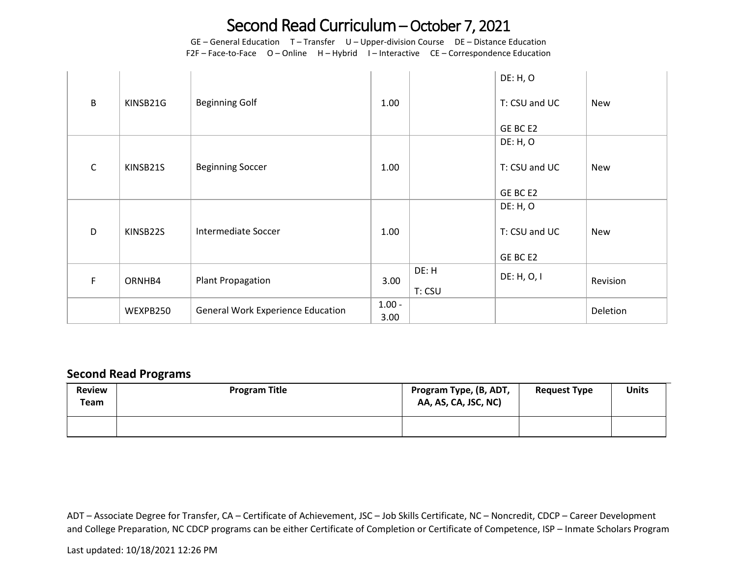# Second Read Curriculum – October 7, 2021

GE – General Education T – Transfer U – Upper-division Course DE – Distance Education
F2F – Face-to-Face O – Online H – Hybrid I – Interactive CE – Correspondence Education

| | | | | | | |
|---|---|---|---|---|---|---|
| B | KINSB21G | Beginning Golf | 1.00 | | DE: H, O<br><br>T: CSU and UC<br><br>GE BC E2 | New |
| C | KINSB21S | Beginning Soccer | 1.00 | | DE: H, O<br><br>T: CSU and UC<br><br>GE BC E2 | New |
| D | KINSB22S | Intermediate Soccer | 1.00 | | DE: H, O<br><br>T: CSU and UC<br><br>GE BC E2 | New |
| F | ORNHB4 | Plant Propagation | 3.00 | DE: H<br><br>T: CSU | DE: H, O, I | Revision |
| | WEXPB250 | General Work Experience Education | 1.00 - 3.00 | | | Deletion |

## Second Read Programs

| Review Team | Program Title | Program Type, (B, ADT, AA, AS, CA, JSC, NC) | Request Type | Units |
|---|---|---|---|---|
| | | | | |

ADT – Associate Degree for Transfer, CA – Certificate of Achievement, JSC – Job Skills Certificate, NC – Noncredit, CDCP – Career Development and College Preparation, NC CDCP programs can be either Certificate of Completion or Certificate of Competence, ISP – Inmate Scholars Program

Last updated: 10/18/2021 12:26 PM